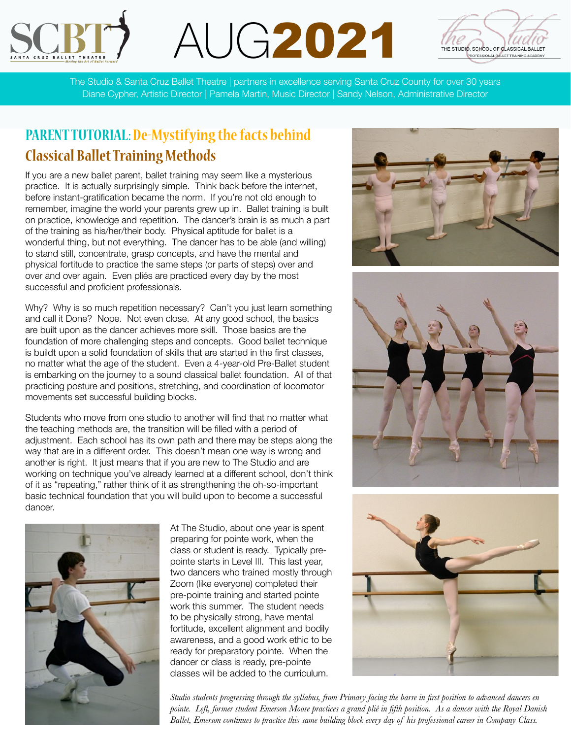# AUG2021

The Studio & Santa Cruz Ballet Theatre | partners in excellence serving Santa Cruz County for over 30 years
Diane Cypher, Artistic Director | Pamela Martin, Music Director | Sandy Nelson, Administrative Director

## PARENT TUTORIAL: De-Mystifying the facts behind Classical Ballet Training Methods

If you are a new ballet parent, ballet training may seem like a mysterious practice. It is actually surprisingly simple. Think back before the internet, before instant-gratification became the norm. If you're not old enough to remember, imagine the world your parents grew up in. Ballet training is built on practice, knowledge and repetition. The dancer's brain is as much a part of the training as his/her/their body. Physical aptitude for ballet is a wonderful thing, but not everything. The dancer has to be able (and willing) to stand still, concentrate, grasp concepts, and have the mental and physical fortitude to practice the same steps (or parts of steps) over and over and over again. Even pliés are practiced every day by the most successful and proficient professionals.

Why? Why is so much repetition necessary? Can't you just learn something and call it Done? Nope. Not even close. At any good school, the basics are built upon as the dancer achieves more skill. Those basics are the foundation of more challenging steps and concepts. Good ballet technique is buildt upon a solid foundation of skills that are started in the first classes, no matter what the age of the student. Even a 4-year-old Pre-Ballet student is embarking on the journey to a sound classical ballet foundation. All of that practicing posture and positions, stretching, and coordination of locomotor movements set successful building blocks.

Students who move from one studio to another will find that no matter what the teaching methods are, the transition will be filled with a period of adjustment. Each school has its own path and there may be steps along the way that are in a different order. This doesn't mean one way is wrong and another is right. It just means that if you are new to The Studio and are working on technique you've already learned at a different school, don't think of it as "repeating," rather think of it as strengthening the oh-so-important basic technical foundation that you will build upon to become a successful dancer.

At The Studio, about one year is spent preparing for pointe work, when the class or student is ready. Typically pre-pointe starts in Level III. This last year, two dancers who trained mostly through Zoom (like everyone) completed their pre-pointe training and started pointe work this summer. The student needs to be physically strong, have mental fortitude, excellent alignment and bodily awareness, and a good work ethic to be ready for preparatory pointe. When the dancer or class is ready, pre-pointe classes will be added to the curriculum.

*Studio students progressing through the syllabus, from Primary facing the barre in first position to advanced dancers en pointe. Left, former student Emerson Moose practices a grand plié in fifth position. As a dancer with the Royal Danish Ballet, Emerson continues to practice this same building block every day of his professional career in Company Class.*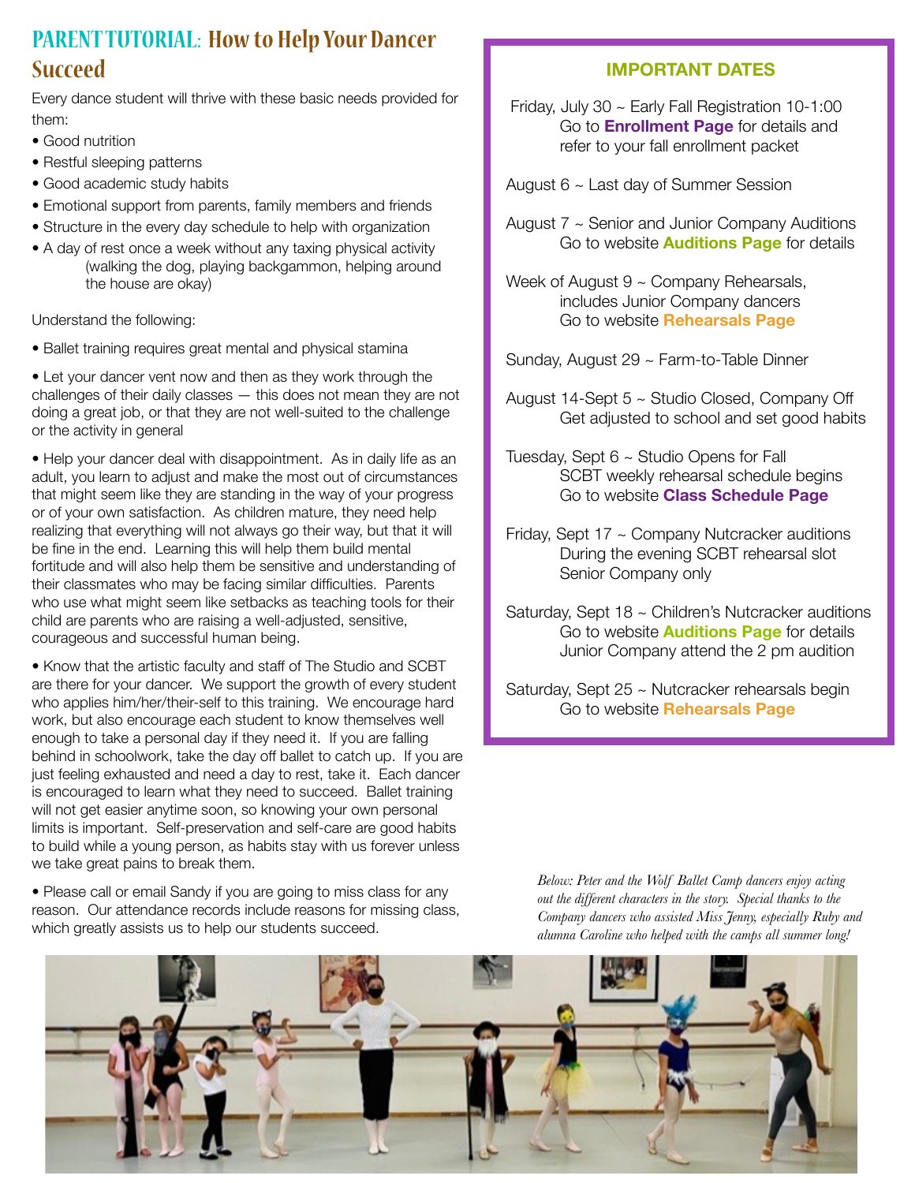## PARENT TUTORIAL: How to Help Your Dancer Succeed

Every dance student will thrive with these basic needs provided for them:

- Good nutrition
- Restful sleeping patterns
- Good academic study habits
- Emotional support from parents, family members and friends
- Structure in the every day schedule to help with organization
- A day of rest once a week without any taxing physical activity (walking the dog, playing backgammon, helping around the house are okay)

Understand the following:

- Ballet training requires great mental and physical stamina

- Let your dancer vent now and then as they work through the challenges of their daily classes — this does not mean they are not doing a great job, or that they are not well-suited to the challenge or the activity in general

- Help your dancer deal with disappointment. As in daily life as an adult, you learn to adjust and make the most out of circumstances that might seem like they are standing in the way of your progress or of your own satisfaction. As children mature, they need help realizing that everything will not always go their way, but that it will be fine in the end. Learning this will help them build mental fortitude and will also help them be sensitive and understanding of their classmates who may be facing similar difficulties. Parents who use what might seem like setbacks as teaching tools for their child are parents who are raising a well-adjusted, sensitive, courageous and successful human being.

- Know that the artistic faculty and staff of The Studio and SCBT are there for your dancer. We support the growth of every student who applies him/her/their-self to this training. We encourage hard work, but also encourage each student to know themselves well enough to take a personal day if they need it. If you are falling behind in schoolwork, take the day off ballet to catch up. If you are just feeling exhausted and need a day to rest, take it. Each dancer is encouraged to learn what they need to succeed. Ballet training will not get easier anytime soon, so knowing your own personal limits is important. Self-preservation and self-care are good habits to build while a young person, as habits stay with us forever unless we take great pains to break them.

- Please call or email Sandy if you are going to miss class for any reason. Our attendance records include reasons for missing class, which greatly assists us to help our students succeed.

### IMPORTANT DATES

Friday, July 30 ~ Early Fall Registration 10-1:00
Go to **Enrollment Page** for details and refer to your fall enrollment packet

August 6 ~ Last day of Summer Session

August 7 ~ Senior and Junior Company Auditions
Go to website **Auditions Page** for details

Week of August 9 ~ Company Rehearsals, includes Junior Company dancers
Go to website **Rehearsals Page**

Sunday, August 29 ~ Farm-to-Table Dinner

August 14-Sept 5 ~ Studio Closed, Company Off
Get adjusted to school and set good habits

Tuesday, Sept 6 ~ Studio Opens for Fall
SCBT weekly rehearsal schedule begins
Go to website **Class Schedule Page**

Friday, Sept 17 ~ Company Nutcracker auditions
During the evening SCBT rehearsal slot
Senior Company only

Saturday, Sept 18 ~ Children's Nutcracker auditions
Go to website **Auditions Page** for details
Junior Company attend the 2 pm audition

Saturday, Sept 25 ~ Nutcracker rehearsals begin
Go to website **Rehearsals Page**

*Below: Peter and the Wolf Ballet Camp dancers enjoy acting out the different characters in the story. Special thanks to the Company dancers who assisted Miss Jenny, especially Ruby and alumna Caroline who helped with the camps all summer long!*